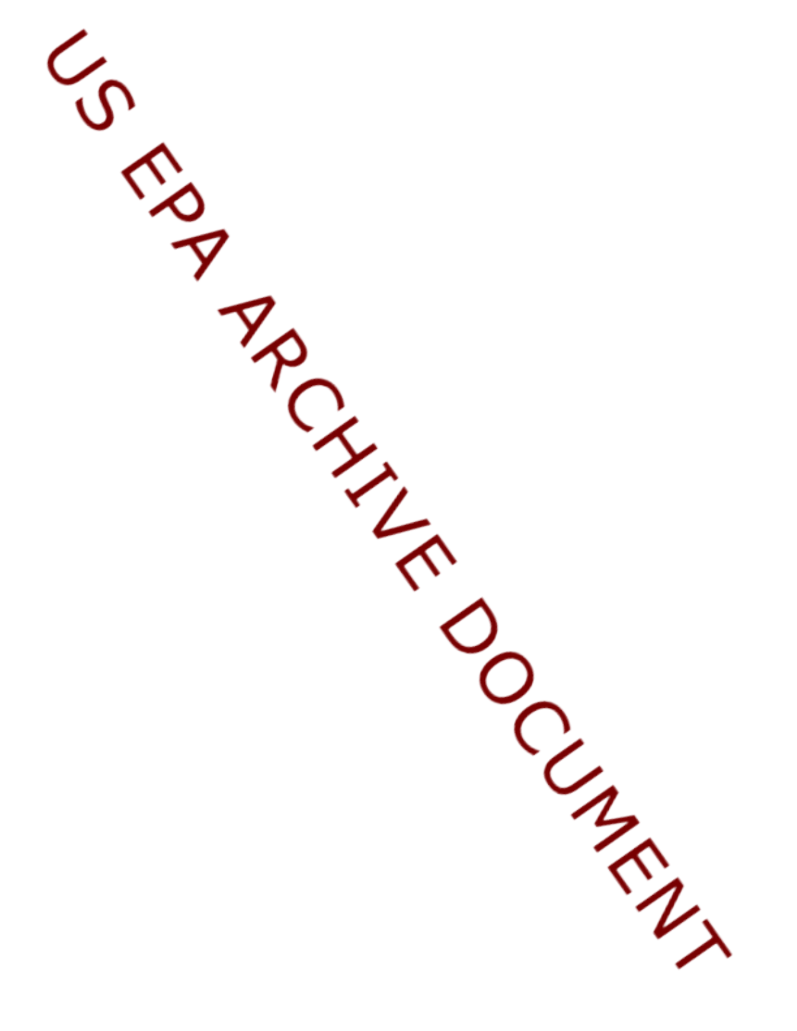US EPA ARCHIVE DOCUMENT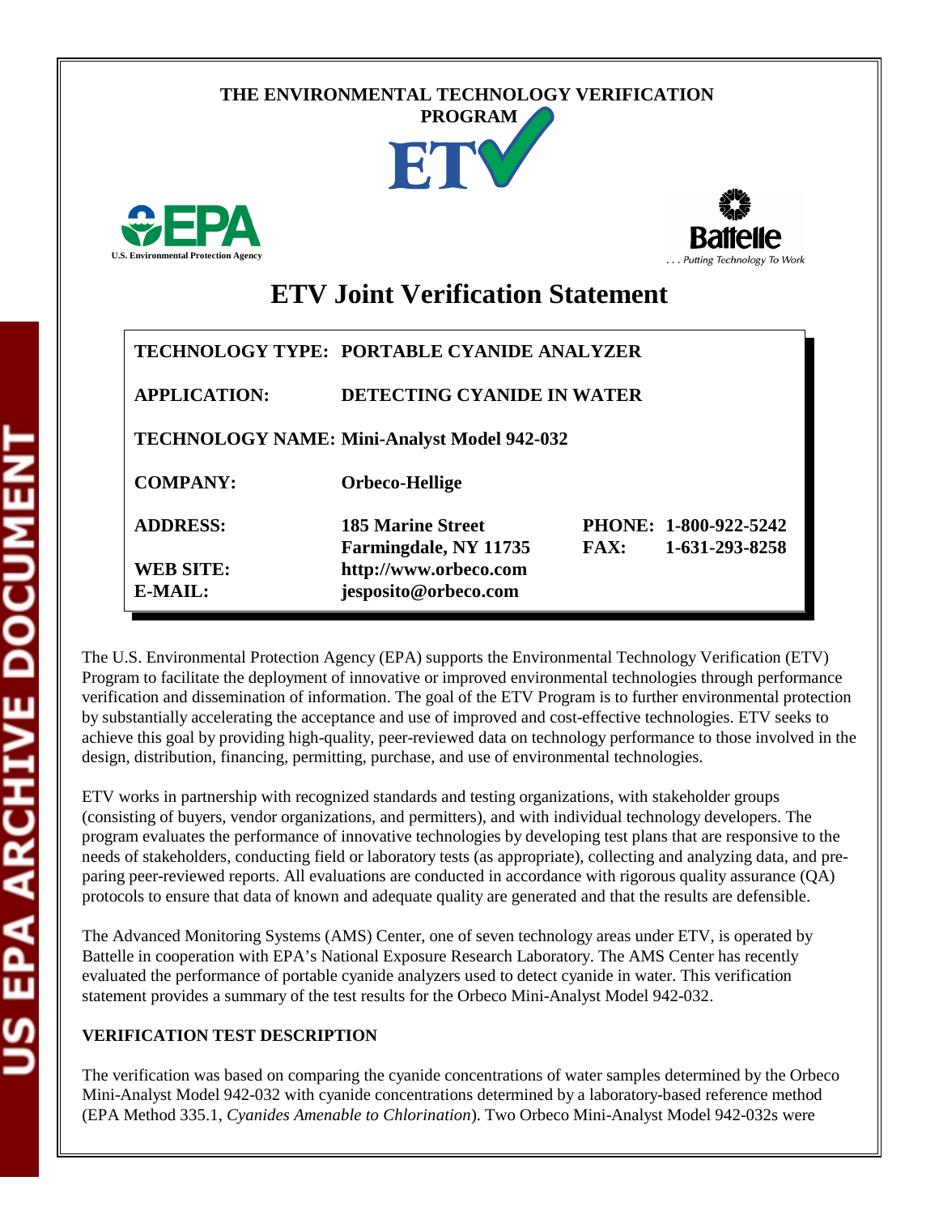THE ENVIRONMENTAL TECHNOLOGY VERIFICATION PROGRAM

# ETV Joint Verification Statement

| | |
|---|---|
| **TECHNOLOGY TYPE:** | **PORTABLE CYANIDE ANALYZER** |
| **APPLICATION:** | **DETECTING CYANIDE IN WATER** |
| **TECHNOLOGY NAME:** | **Mini-Analyst Model 942-032** |
| **COMPANY:** | **Orbeco-Hellige** |
| **ADDRESS:** | **185 Marine Street, Farmingdale, NY 11735** |
| **PHONE:** | **1-800-922-5242** |
| **FAX:** | **1-631-293-8258** |
| **WEB SITE:** | **http://www.orbeco.com** |
| **E-MAIL:** | **jesposito@orbeco.com** |

The U.S. Environmental Protection Agency (EPA) supports the Environmental Technology Verification (ETV) Program to facilitate the deployment of innovative or improved environmental technologies through performance verification and dissemination of information. The goal of the ETV Program is to further environmental protection by substantially accelerating the acceptance and use of improved and cost-effective technologies. ETV seeks to achieve this goal by providing high-quality, peer-reviewed data on technology performance to those involved in the design, distribution, financing, permitting, purchase, and use of environmental technologies.

ETV works in partnership with recognized standards and testing organizations, with stakeholder groups (consisting of buyers, vendor organizations, and permitters), and with individual technology developers. The program evaluates the performance of innovative technologies by developing test plans that are responsive to the needs of stakeholders, conducting field or laboratory tests (as appropriate), collecting and analyzing data, and preparing peer-reviewed reports. All evaluations are conducted in accordance with rigorous quality assurance (QA) protocols to ensure that data of known and adequate quality are generated and that the results are defensible.

The Advanced Monitoring Systems (AMS) Center, one of seven technology areas under ETV, is operated by Battelle in cooperation with EPA's National Exposure Research Laboratory. The AMS Center has recently evaluated the performance of portable cyanide analyzers used to detect cyanide in water. This verification statement provides a summary of the test results for the Orbeco Mini-Analyst Model 942-032.

**VERIFICATION TEST DESCRIPTION**

The verification was based on comparing the cyanide concentrations of water samples determined by the Orbeco Mini-Analyst Model 942-032 with cyanide concentrations determined by a laboratory-based reference method (EPA Method 335.1, *Cyanides Amenable to Chlorination*). Two Orbeco Mini-Analyst Model 942-032s were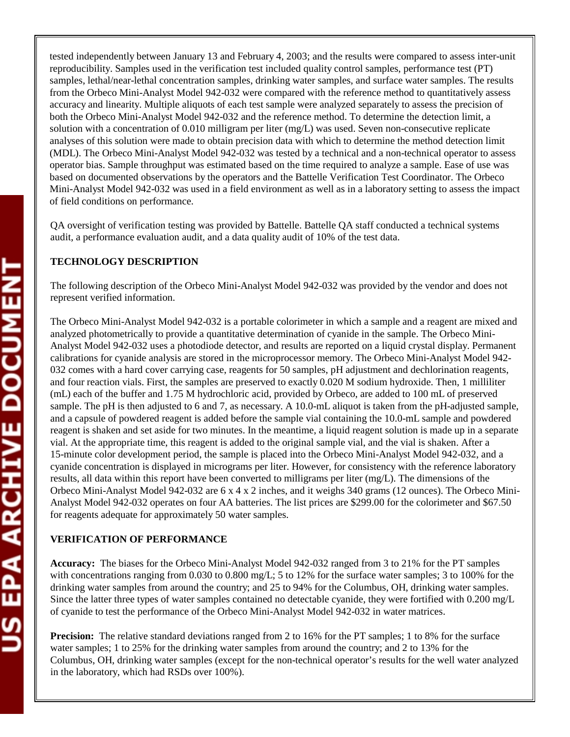tested independently between January 13 and February 4, 2003; and the results were compared to assess inter-unit reproducibility. Samples used in the verification test included quality control samples, performance test (PT) samples, lethal/near-lethal concentration samples, drinking water samples, and surface water samples. The results from the Orbeco Mini-Analyst Model 942-032 were compared with the reference method to quantitatively assess accuracy and linearity. Multiple aliquots of each test sample were analyzed separately to assess the precision of both the Orbeco Mini-Analyst Model 942-032 and the reference method. To determine the detection limit, a solution with a concentration of 0.010 milligram per liter (mg/L) was used. Seven non-consecutive replicate analyses of this solution were made to obtain precision data with which to determine the method detection limit (MDL). The Orbeco Mini-Analyst Model 942-032 was tested by a technical and a non-technical operator to assess operator bias. Sample throughput was estimated based on the time required to analyze a sample. Ease of use was based on documented observations by the operators and the Battelle Verification Test Coordinator. The Orbeco Mini-Analyst Model 942-032 was used in a field environment as well as in a laboratory setting to assess the impact of field conditions on performance.

QA oversight of verification testing was provided by Battelle. Battelle QA staff conducted a technical systems audit, a performance evaluation audit, and a data quality audit of 10% of the test data.

**TECHNOLOGY DESCRIPTION**

The following description of the Orbeco Mini-Analyst Model 942-032 was provided by the vendor and does not represent verified information.

The Orbeco Mini-Analyst Model 942-032 is a portable colorimeter in which a sample and a reagent are mixed and analyzed photometrically to provide a quantitative determination of cyanide in the sample. The Orbeco Mini-Analyst Model 942-032 uses a photodiode detector, and results are reported on a liquid crystal display. Permanent calibrations for cyanide analysis are stored in the microprocessor memory. The Orbeco Mini-Analyst Model 942-032 comes with a hard cover carrying case, reagents for 50 samples, pH adjustment and dechlorination reagents, and four reaction vials. First, the samples are preserved to exactly 0.020 M sodium hydroxide. Then, 1 milliliter (mL) each of the buffer and 1.75 M hydrochloric acid, provided by Orbeco, are added to 100 mL of preserved sample. The pH is then adjusted to 6 and 7, as necessary. A 10.0-mL aliquot is taken from the pH-adjusted sample, and a capsule of powdered reagent is added before the sample vial containing the 10.0-mL sample and powdered reagent is shaken and set aside for two minutes. In the meantime, a liquid reagent solution is made up in a separate vial. At the appropriate time, this reagent is added to the original sample vial, and the vial is shaken. After a 15-minute color development period, the sample is placed into the Orbeco Mini-Analyst Model 942-032, and a cyanide concentration is displayed in micrograms per liter. However, for consistency with the reference laboratory results, all data within this report have been converted to milligrams per liter (mg/L). The dimensions of the Orbeco Mini-Analyst Model 942-032 are 6 x 4 x 2 inches, and it weighs 340 grams (12 ounces). The Orbeco Mini-Analyst Model 942-032 operates on four AA batteries. The list prices are $299.00 for the colorimeter and $67.50 for reagents adequate for approximately 50 water samples.

**VERIFICATION OF PERFORMANCE**

**Accuracy:** The biases for the Orbeco Mini-Analyst Model 942-032 ranged from 3 to 21% for the PT samples with concentrations ranging from 0.030 to 0.800 mg/L; 5 to 12% for the surface water samples; 3 to 100% for the drinking water samples from around the country; and 25 to 94% for the Columbus, OH, drinking water samples. Since the latter three types of water samples contained no detectable cyanide, they were fortified with 0.200 mg/L of cyanide to test the performance of the Orbeco Mini-Analyst Model 942-032 in water matrices.

**Precision:** The relative standard deviations ranged from 2 to 16% for the PT samples; 1 to 8% for the surface water samples; 1 to 25% for the drinking water samples from around the country; and 2 to 13% for the Columbus, OH, drinking water samples (except for the non-technical operator's results for the well water analyzed in the laboratory, which had RSDs over 100%).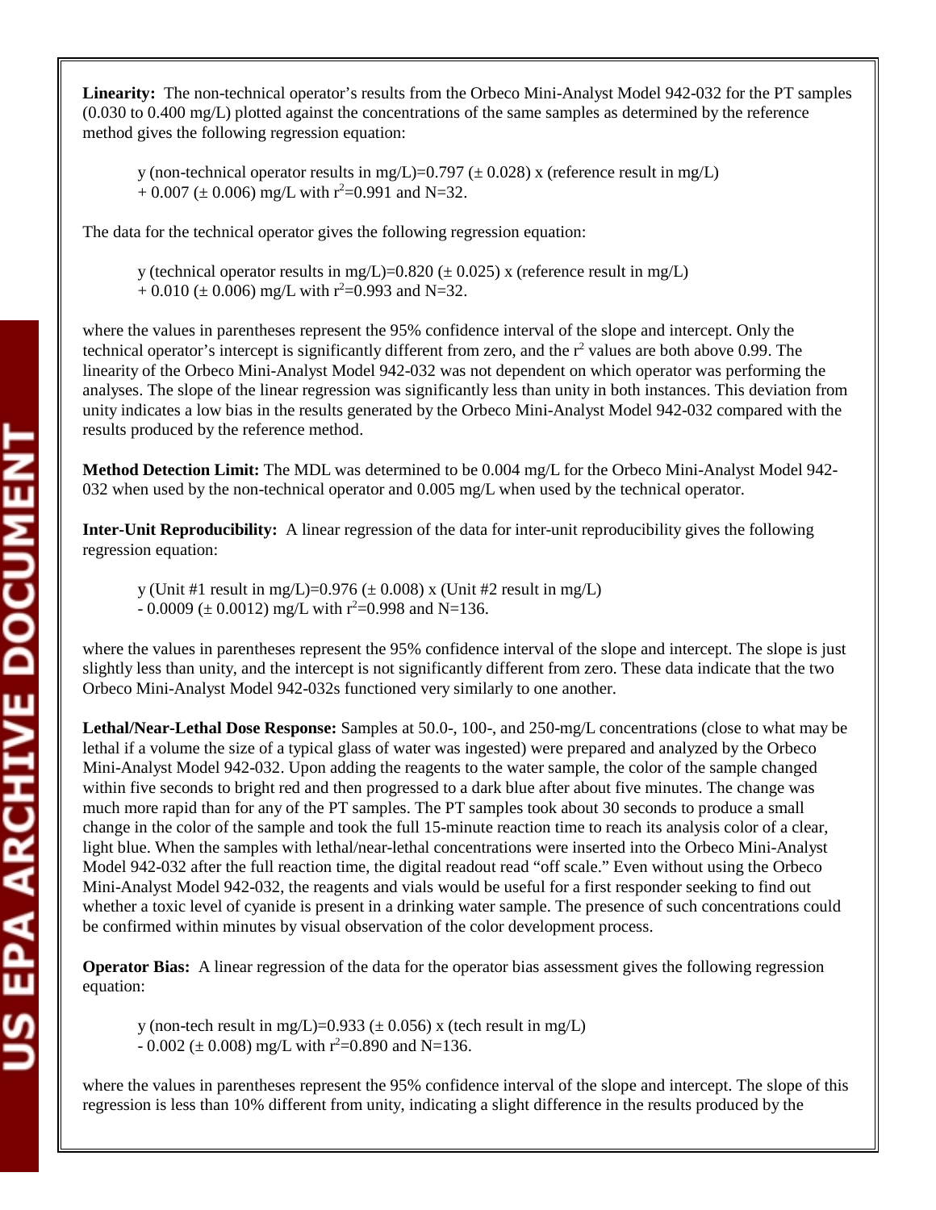**Linearity:** The non-technical operator's results from the Orbeco Mini-Analyst Model 942-032 for the PT samples (0.030 to 0.400 mg/L) plotted against the concentrations of the same samples as determined by the reference method gives the following regression equation:

> y (non-technical operator results in mg/L)=0.797 (± 0.028) x (reference result in mg/L) + 0.007 (± 0.006) mg/L with $r^2$=0.991 and N=32.

The data for the technical operator gives the following regression equation:

> y (technical operator results in mg/L)=0.820 (± 0.025) x (reference result in mg/L) + 0.010 (± 0.006) mg/L with $r^2$=0.993 and N=32.

where the values in parentheses represent the 95% confidence interval of the slope and intercept. Only the technical operator's intercept is significantly different from zero, and the $r^2$ values are both above 0.99. The linearity of the Orbeco Mini-Analyst Model 942-032 was not dependent on which operator was performing the analyses. The slope of the linear regression was significantly less than unity in both instances. This deviation from unity indicates a low bias in the results generated by the Orbeco Mini-Analyst Model 942-032 compared with the results produced by the reference method.

**Method Detection Limit:** The MDL was determined to be 0.004 mg/L for the Orbeco Mini-Analyst Model 942-032 when used by the non-technical operator and 0.005 mg/L when used by the technical operator.

**Inter-Unit Reproducibility:** A linear regression of the data for inter-unit reproducibility gives the following regression equation:

> y (Unit #1 result in mg/L)=0.976 (± 0.008) x (Unit #2 result in mg/L) - 0.0009 (± 0.0012) mg/L with $r^2$=0.998 and N=136.

where the values in parentheses represent the 95% confidence interval of the slope and intercept. The slope is just slightly less than unity, and the intercept is not significantly different from zero. These data indicate that the two Orbeco Mini-Analyst Model 942-032s functioned very similarly to one another.

**Lethal/Near-Lethal Dose Response:** Samples at 50.0-, 100-, and 250-mg/L concentrations (close to what may be lethal if a volume the size of a typical glass of water was ingested) were prepared and analyzed by the Orbeco Mini-Analyst Model 942-032. Upon adding the reagents to the water sample, the color of the sample changed within five seconds to bright red and then progressed to a dark blue after about five minutes. The change was much more rapid than for any of the PT samples. The PT samples took about 30 seconds to produce a small change in the color of the sample and took the full 15-minute reaction time to reach its analysis color of a clear, light blue. When the samples with lethal/near-lethal concentrations were inserted into the Orbeco Mini-Analyst Model 942-032 after the full reaction time, the digital readout read "off scale." Even without using the Orbeco Mini-Analyst Model 942-032, the reagents and vials would be useful for a first responder seeking to find out whether a toxic level of cyanide is present in a drinking water sample. The presence of such concentrations could be confirmed within minutes by visual observation of the color development process.

**Operator Bias:** A linear regression of the data for the operator bias assessment gives the following regression equation:

> y (non-tech result in mg/L)=0.933 (± 0.056) x (tech result in mg/L) - 0.002 (± 0.008) mg/L with $r^2$=0.890 and N=136.

where the values in parentheses represent the 95% confidence interval of the slope and intercept. The slope of this regression is less than 10% different from unity, indicating a slight difference in the results produced by the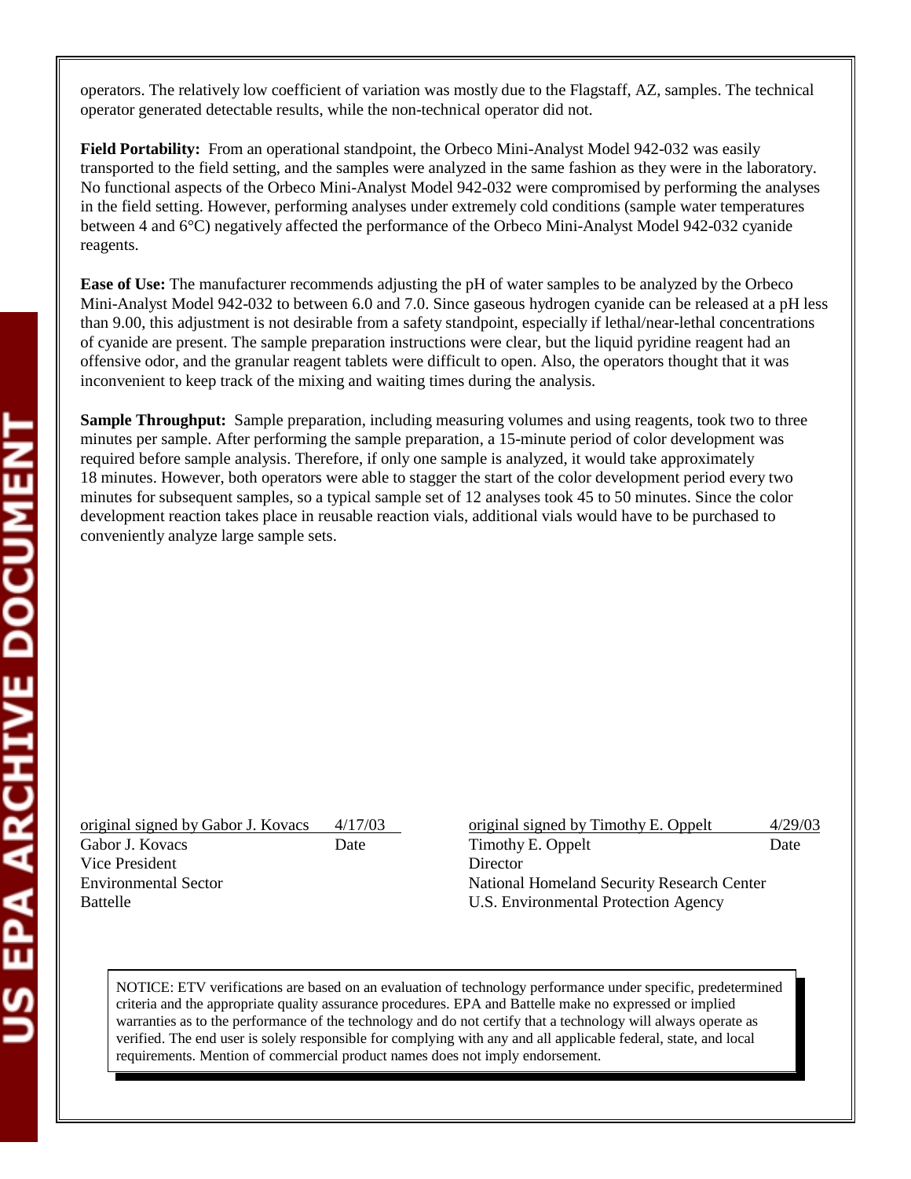operators. The relatively low coefficient of variation was mostly due to the Flagstaff, AZ, samples. The technical operator generated detectable results, while the non-technical operator did not.

**Field Portability:** From an operational standpoint, the Orbeco Mini-Analyst Model 942-032 was easily transported to the field setting, and the samples were analyzed in the same fashion as they were in the laboratory. No functional aspects of the Orbeco Mini-Analyst Model 942-032 were compromised by performing the analyses in the field setting. However, performing analyses under extremely cold conditions (sample water temperatures between 4 and 6°C) negatively affected the performance of the Orbeco Mini-Analyst Model 942-032 cyanide reagents.

**Ease of Use:** The manufacturer recommends adjusting the pH of water samples to be analyzed by the Orbeco Mini-Analyst Model 942-032 to between 6.0 and 7.0. Since gaseous hydrogen cyanide can be released at a pH less than 9.00, this adjustment is not desirable from a safety standpoint, especially if lethal/near-lethal concentrations of cyanide are present. The sample preparation instructions were clear, but the liquid pyridine reagent had an offensive odor, and the granular reagent tablets were difficult to open. Also, the operators thought that it was inconvenient to keep track of the mixing and waiting times during the analysis.

**Sample Throughput:** Sample preparation, including measuring volumes and using reagents, took two to three minutes per sample. After performing the sample preparation, a 15-minute period of color development was required before sample analysis. Therefore, if only one sample is analyzed, it would take approximately 18 minutes. However, both operators were able to stagger the start of the color development period every two minutes for subsequent samples, so a typical sample set of 12 analyses took 45 to 50 minutes. Since the color development reaction takes place in reusable reaction vials, additional vials would have to be purchased to conveniently analyze large sample sets.

original signed by Gabor J. Kovacs 4/17/03
Gabor J. Kovacs Date
Vice President
Environmental Sector
Battelle

original signed by Timothy E. Oppelt 4/29/03
Timothy E. Oppelt Date
Director
National Homeland Security Research Center
U.S. Environmental Protection Agency

NOTICE: ETV verifications are based on an evaluation of technology performance under specific, predetermined criteria and the appropriate quality assurance procedures. EPA and Battelle make no expressed or implied warranties as to the performance of the technology and do not certify that a technology will always operate as verified. The end user is solely responsible for complying with any and all applicable federal, state, and local requirements. Mention of commercial product names does not imply endorsement.